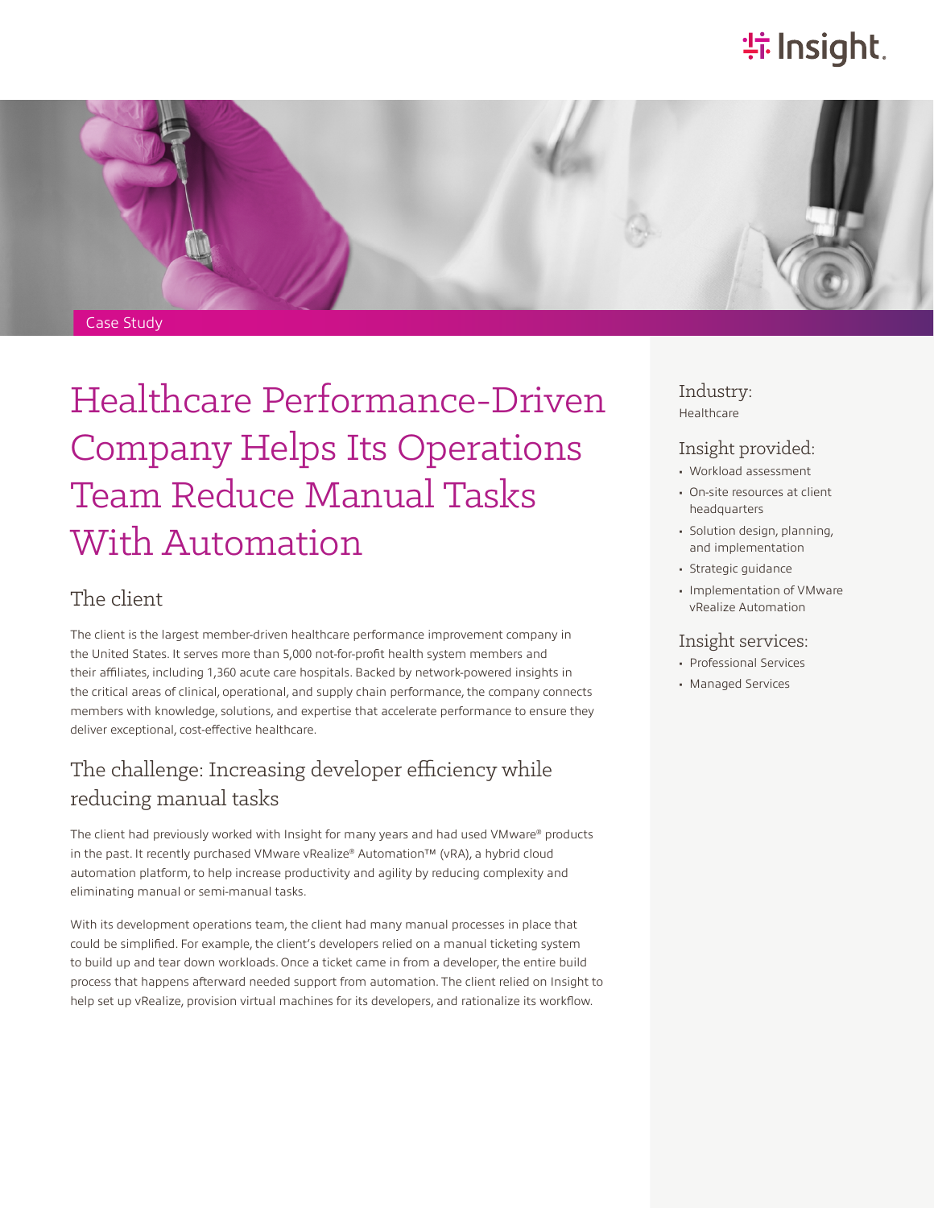Case Study

# Healthcare Performance-Driven Company Helps Its Operations Team Reduce Manual Tasks With Automation

## The client

The client is the largest member-driven healthcare performance improvement company in the United States. It serves more than 5,000 not-for-profit health system members and their affiliates, including 1,360 acute care hospitals. Backed by network-powered insights in the critical areas of clinical, operational, and supply chain performance, the company connects members with knowledge, solutions, and expertise that accelerate performance to ensure they deliver exceptional, cost-effective healthcare.

## The challenge: Increasing developer efficiency while reducing manual tasks

The client had previously worked with Insight for many years and had used VMware® products in the past. It recently purchased VMware vRealize® Automation™ (vRA), a hybrid cloud automation platform, to help increase productivity and agility by reducing complexity and eliminating manual or semi-manual tasks.

With its development operations team, the client had many manual processes in place that could be simplified. For example, the client's developers relied on a manual ticketing system to build up and tear down workloads. Once a ticket came in from a developer, the entire build process that happens afterward needed support from automation. The client relied on Insight to help set up vRealize, provision virtual machines for its developers, and rationalize its workflow.

### Industry:

Healthcare

### Insight provided:

- Workload assessment
- On-site resources at client headquarters
- Solution design, planning, and implementation
- Strategic guidance
- Implementation of VMware vRealize Automation

### Insight services:

- Professional Services
- Managed Services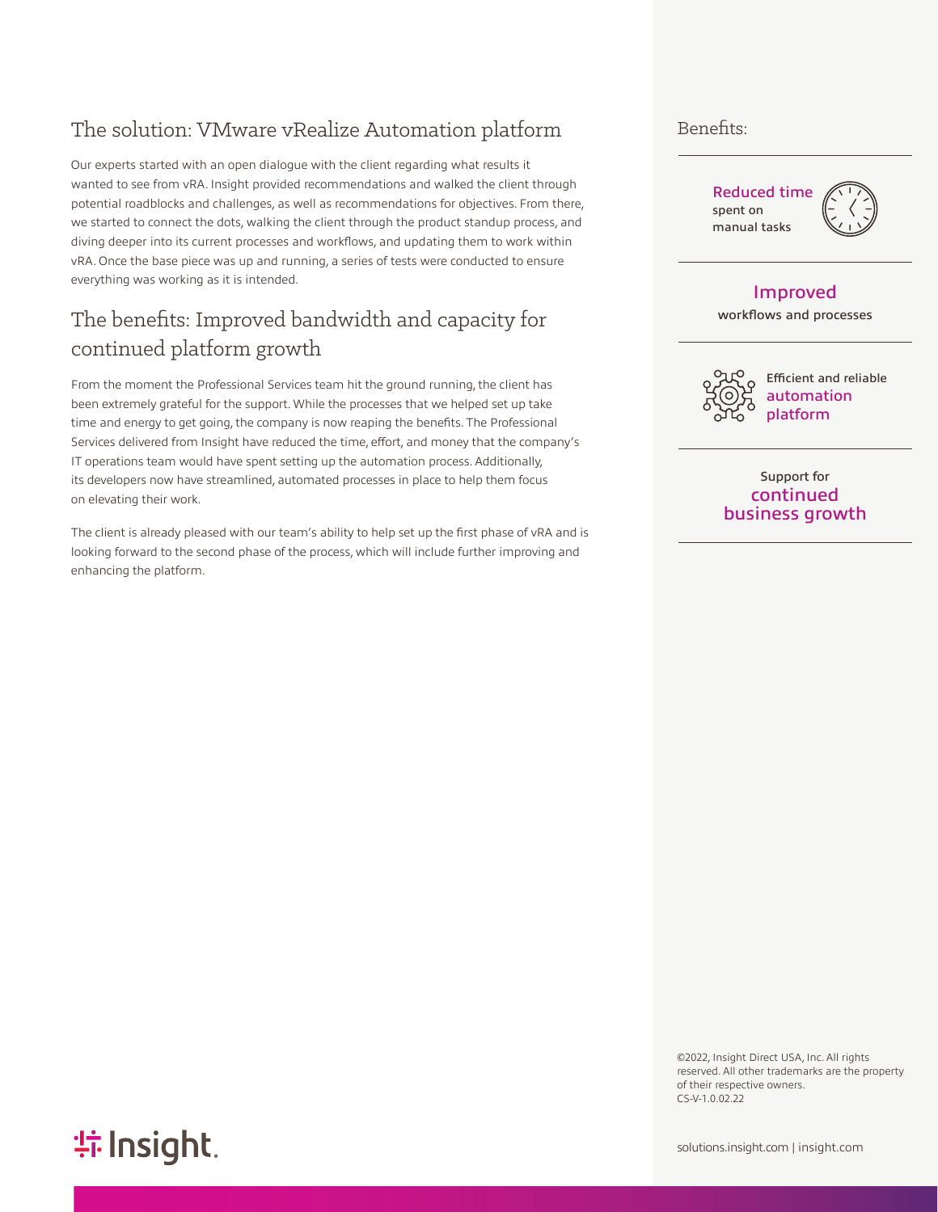## The solution: VMware vRealize Automation platform

Our experts started with an open dialogue with the client regarding what results it wanted to see from vRA. Insight provided recommendations and walked the client through potential roadblocks and challenges, as well as recommendations for objectives. From there, we started to connect the dots, walking the client through the product standup process, and diving deeper into its current processes and workflows, and updating them to work within vRA. Once the base piece was up and running, a series of tests were conducted to ensure everything was working as it is intended.

## The benefits: Improved bandwidth and capacity for continued platform growth

From the moment the Professional Services team hit the ground running, the client has been extremely grateful for the support. While the processes that we helped set up take time and energy to get going, the company is now reaping the benefits. The Professional Services delivered from Insight have reduced the time, effort, and money that the company's IT operations team would have spent setting up the automation process. Additionally, its developers now have streamlined, automated processes in place to help them focus on elevating their work.

The client is already pleased with our team's ability to help set up the first phase of vRA and is looking forward to the second phase of the process, which will include further improving and enhancing the platform.

### Benefits:

- **Reduced time** spent on manual tasks
- **Improved** workflows and processes
- Efficient and reliable **automation platform**
- Support for **continued business growth**

©2022, Insight Direct USA, Inc. All rights reserved. All other trademarks are the property of their respective owners.
CS-V-1.0.02.22

Insight.

solutions.insight.com | insight.com